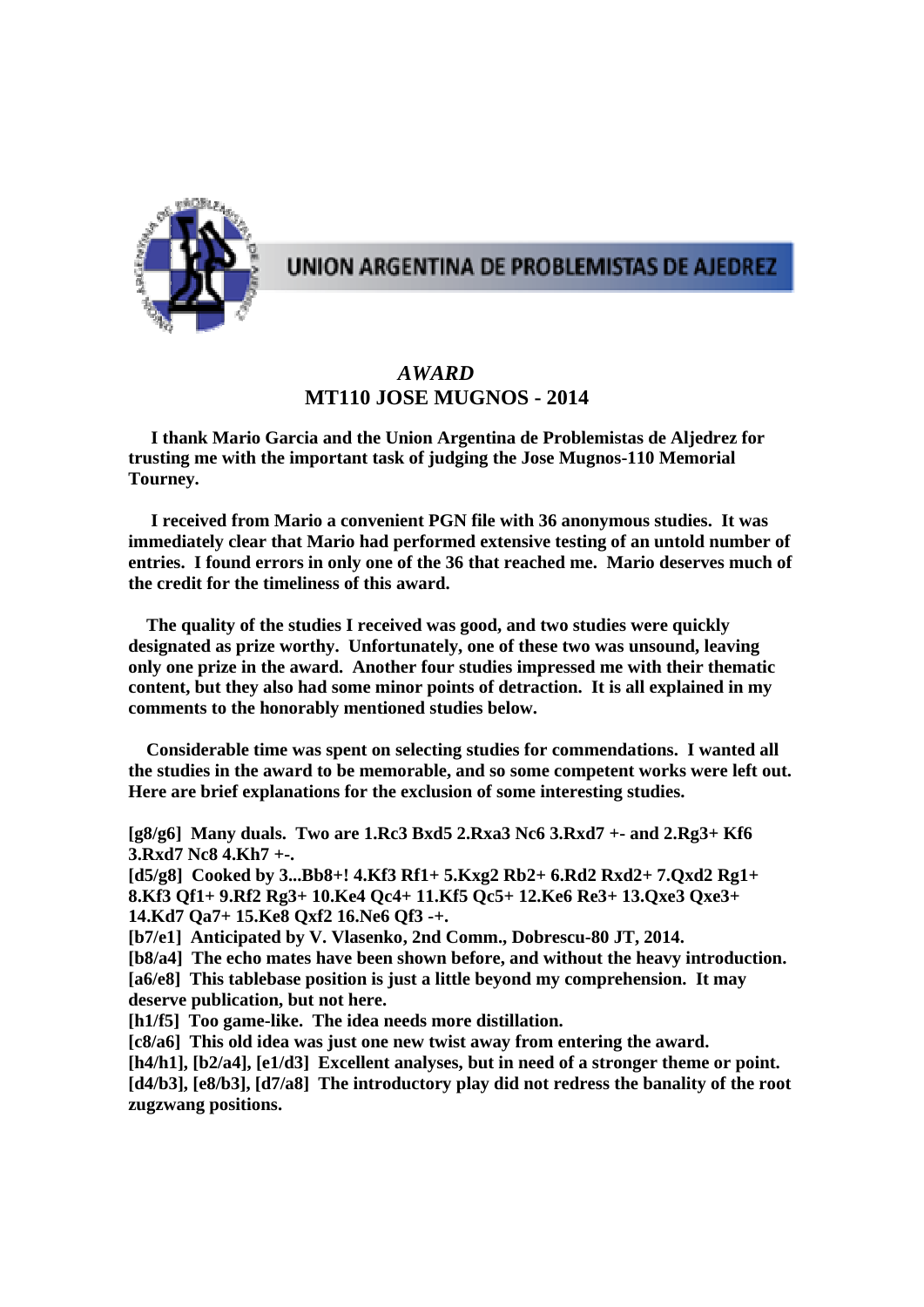UNION ARGENTINA DE PROBLEMISTAS DE AJEDREZ

# *AWARD*

## MT110 JOSE MUGNOS - 2014

**I thank Mario Garcia and the Union Argentina de Problemistas de Aljedrez for trusting me with the important task of judging the Jose Mugnos-110 Memorial Tourney.**

**I received from Mario a convenient PGN file with 36 anonymous studies. It was immediately clear that Mario had performed extensive testing of an untold number of entries. I found errors in only one of the 36 that reached me. Mario deserves much of the credit for the timeliness of this award.**

**The quality of the studies I received was good, and two studies were quickly designated as prize worthy. Unfortunately, one of these two was unsound, leaving only one prize in the award. Another four studies impressed me with their thematic content, but they also had some minor points of detraction. It is all explained in my comments to the honorably mentioned studies below.**

**Considerable time was spent on selecting studies for commendations. I wanted all the studies in the award to be memorable, and so some competent works were left out. Here are brief explanations for the exclusion of some interesting studies.**

**[g8/g6] Many duals. Two are 1.Rc3 Bxd5 2.Rxa3 Nc6 3.Rxd7 +- and 2.Rg3+ Kf6 3.Rxd7 Nc8 4.Kh7 +-.**
**[d5/g8] Cooked by 3...Bb8+! 4.Kf3 Rf1+ 5.Kxg2 Rb2+ 6.Rd2 Rxd2+ 7.Qxd2 Rg1+ 8.Kf3 Qf1+ 9.Rf2 Rg3+ 10.Ke4 Qc4+ 11.Kf5 Qc5+ 12.Ke6 Re3+ 13.Qxe3 Qxe3+ 14.Kd7 Qa7+ 15.Ke8 Qxf2 16.Ne6 Qf3 -+.**
**[b7/e1] Anticipated by V. Vlasenko, 2nd Comm., Dobrescu-80 JT, 2014.**
**[b8/a4] The echo mates have been shown before, and without the heavy introduction.**
**[a6/e8] This tablebase position is just a little beyond my comprehension. It may deserve publication, but not here.**
**[h1/f5] Too game-like. The idea needs more distillation.**
**[c8/a6] This old idea was just one new twist away from entering the award.**
**[h4/h1], [b2/a4], [e1/d3] Excellent analyses, but in need of a stronger theme or point.**
**[d4/b3], [e8/b3], [d7/a8] The introductory play did not redress the banality of the root zugzwang positions.**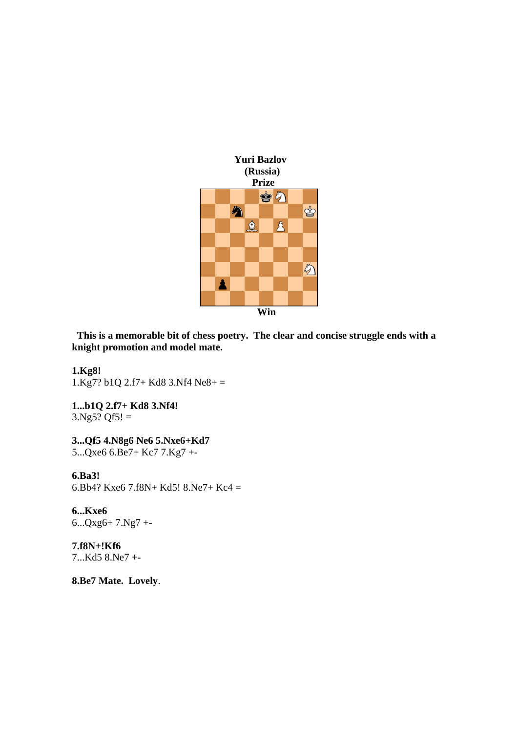**Yuri Bazlov**
**(Russia)**
**Prize**

**Win**

**This is a memorable bit of chess poetry. The clear and concise struggle ends with a knight promotion and model mate.**

**1.Kg8!**
1.Kg7? b1Q 2.f7+ Kd8 3.Nf4 Ne8+ =

**1...b1Q 2.f7+ Kd8 3.Nf4!**
3.Ng5? Qf5! =

**3...Qf5 4.N8g6 Ne6 5.Nxe6+Kd7**
5...Qxe6 6.Be7+ Kc7 7.Kg7 +-

**6.Ba3!**
6.Bb4? Kxe6 7.f8N+ Kd5! 8.Ne7+ Kc4 =

**6...Kxe6**
6...Qxg6+ 7.Ng7 +-

**7.f8N+!Kf6**
7...Kd5 8.Ne7 +-

**8.Be7 Mate. Lovely**.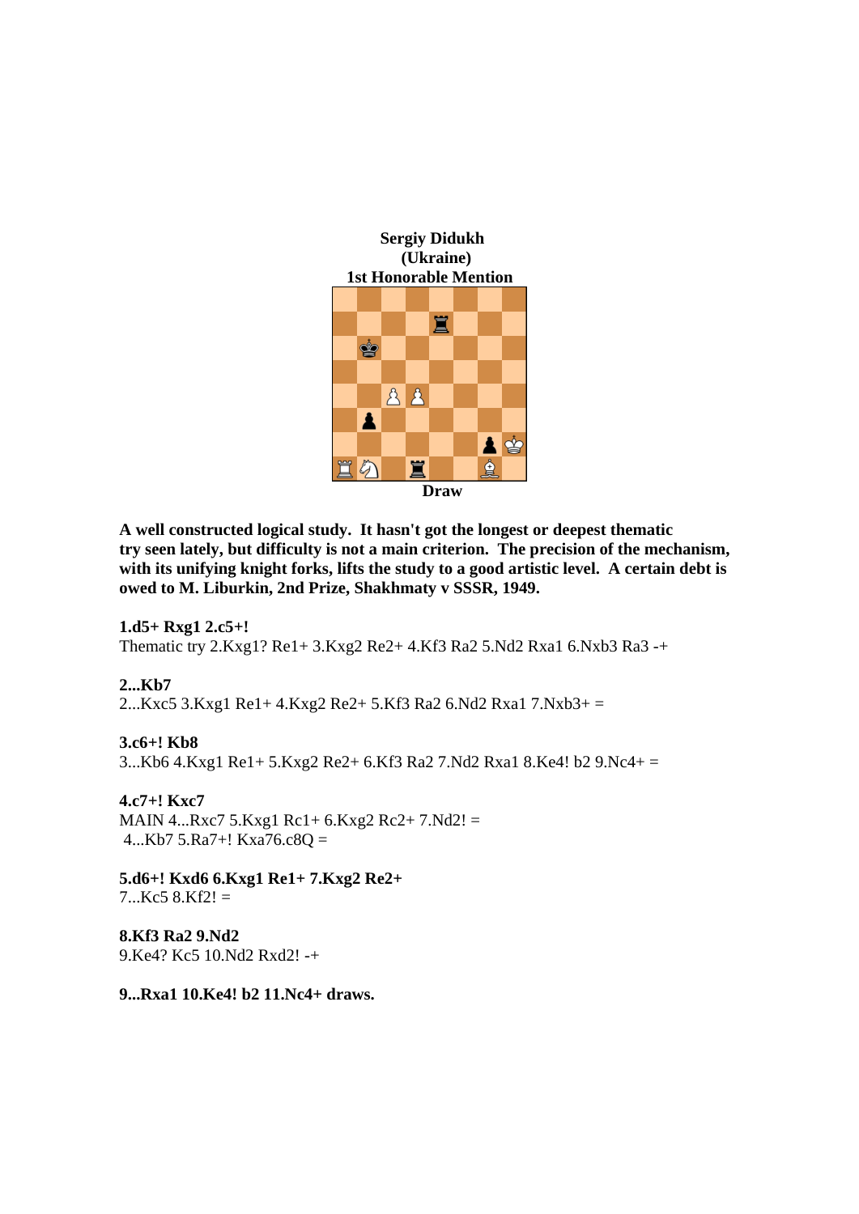**Sergiy Didukh**
**(Ukraine)**
**1st Honorable Mention**

**Draw**

**A well constructed logical study. It hasn't got the longest or deepest thematic try seen lately, but difficulty is not a main criterion. The precision of the mechanism, with its unifying knight forks, lifts the study to a good artistic level. A certain debt is owed to M. Liburkin, 2nd Prize, Shakhmaty v SSSR, 1949.**

**1.d5+ Rxg1 2.c5+!**
Thematic try 2.Kxg1? Re1+ 3.Kxg2 Re2+ 4.Kf3 Ra2 5.Nd2 Rxa1 6.Nxb3 Ra3 -+

**2...Kb7**
2...Kxc5 3.Kxg1 Re1+ 4.Kxg2 Re2+ 5.Kf3 Ra2 6.Nd2 Rxa1 7.Nxb3+ =

**3.c6+! Kb8**
3...Kb6 4.Kxg1 Re1+ 5.Kxg2 Re2+ 6.Kf3 Ra2 7.Nd2 Rxa1 8.Ke4! b2 9.Nc4+ =

**4.c7+! Kxc7**
MAIN 4...Rxc7 5.Kxg1 Rc1+ 6.Kxg2 Rc2+ 7.Nd2! =
4...Kb7 5.Ra7+! Kxa76.c8Q =

**5.d6+! Kxd6 6.Kxg1 Re1+ 7.Kxg2 Re2+**
7...Kc5 8.Kf2! =

**8.Kf3 Ra2 9.Nd2**
9.Ke4? Kc5 10.Nd2 Rxd2! -+

**9...Rxa1 10.Ke4! b2 11.Nc4+ draws.**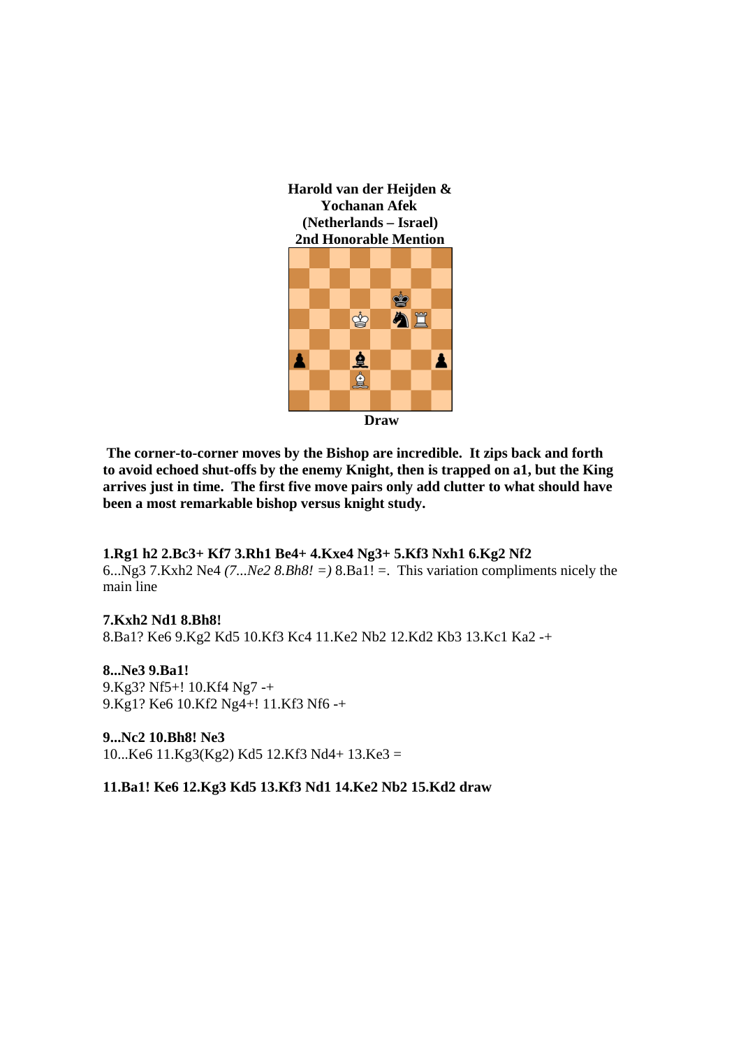**Harold van der Heijden & Yochanan Afek (Netherlands – Israel) 2nd Honorable Mention**

**Draw**

**The corner-to-corner moves by the Bishop are incredible. It zips back and forth to avoid echoed shut-offs by the enemy Knight, then is trapped on a1, but the King arrives just in time. The first five move pairs only add clutter to what should have been a most remarkable bishop versus knight study.**

**1.Rg1 h2 2.Bc3+ Kf7 3.Rh1 Be4+ 4.Kxe4 Ng3+ 5.Kf3 Nxh1 6.Kg2 Nf2**

6...Ng3 7.Kxh2 Ne4 *(7...Ne2 8.Bh8! =)* 8.Ba1! =. This variation compliments nicely the main line

**7.Kxh2 Nd1 8.Bh8!**

8.Ba1? Ke6 9.Kg2 Kd5 10.Kf3 Kc4 11.Ke2 Nb2 12.Kd2 Kb3 13.Kc1 Ka2 -+

**8...Ne3 9.Ba1!**

9.Kg3? Nf5+! 10.Kf4 Ng7 -+

9.Kg1? Ke6 10.Kf2 Ng4+! 11.Kf3 Nf6 -+

**9...Nc2 10.Bh8! Ne3**

10...Ke6 11.Kg3(Kg2) Kd5 12.Kf3 Nd4+ 13.Ke3 =

**11.Ba1! Ke6 12.Kg3 Kd5 13.Kf3 Nd1 14.Ke2 Nb2 15.Kd2 draw**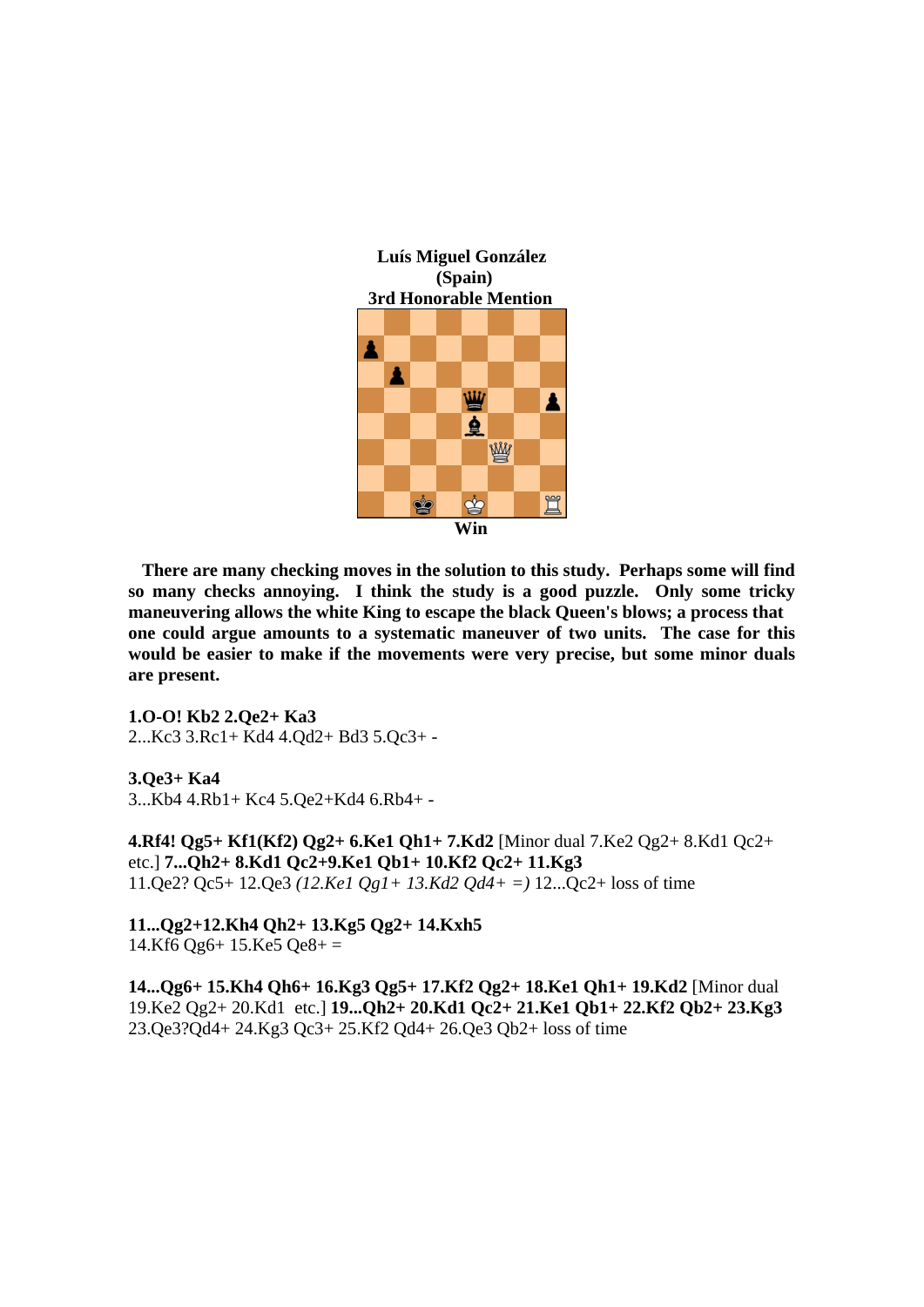**Luís Miguel González**
**(Spain)**
**3rd Honorable Mention**

**Win**

**There are many checking moves in the solution to this study. Perhaps some will find so many checks annoying. I think the study is a good puzzle. Only some tricky maneuvering allows the white King to escape the black Queen's blows; a process that one could argue amounts to a systematic maneuver of two units. The case for this would be easier to make if the movements were very precise, but some minor duals are present.**

**1.O-O! Kb2 2.Qe2+ Ka3**
2...Kc3 3.Rc1+ Kd4 4.Qd2+ Bd3 5.Qc3+ -

**3.Qe3+ Ka4**
3...Kb4 4.Rb1+ Kc4 5.Qe2+Kd4 6.Rb4+ -

**4.Rf4! Qg5+ Kf1(Kf2) Qg2+ 6.Ke1 Qh1+ 7.Kd2** [Minor dual 7.Ke2 Qg2+ 8.Kd1 Qc2+ etc.] **7...Qh2+ 8.Kd1 Qc2+9.Ke1 Qb1+ 10.Kf2 Qc2+ 11.Kg3**
11.Qe2? Qc5+ 12.Qe3 *(12.Ke1 Qg1+ 13.Kd2 Qd4+ =)* 12...Qc2+ loss of time

**11...Qg2+12.Kh4 Qh2+ 13.Kg5 Qg2+ 14.Kxh5**
14.Kf6 Qg6+ 15.Ke5 Qe8+ =

**14...Qg6+ 15.Kh4 Qh6+ 16.Kg3 Qg5+ 17.Kf2 Qg2+ 18.Ke1 Qh1+ 19.Kd2** [Minor dual 19.Ke2 Qg2+ 20.Kd1 etc.] **19...Qh2+ 20.Kd1 Qc2+ 21.Ke1 Qb1+ 22.Kf2 Qb2+ 23.Kg3**
23.Qe3?Qd4+ 24.Kg3 Qc3+ 25.Kf2 Qd4+ 26.Qe3 Qb2+ loss of time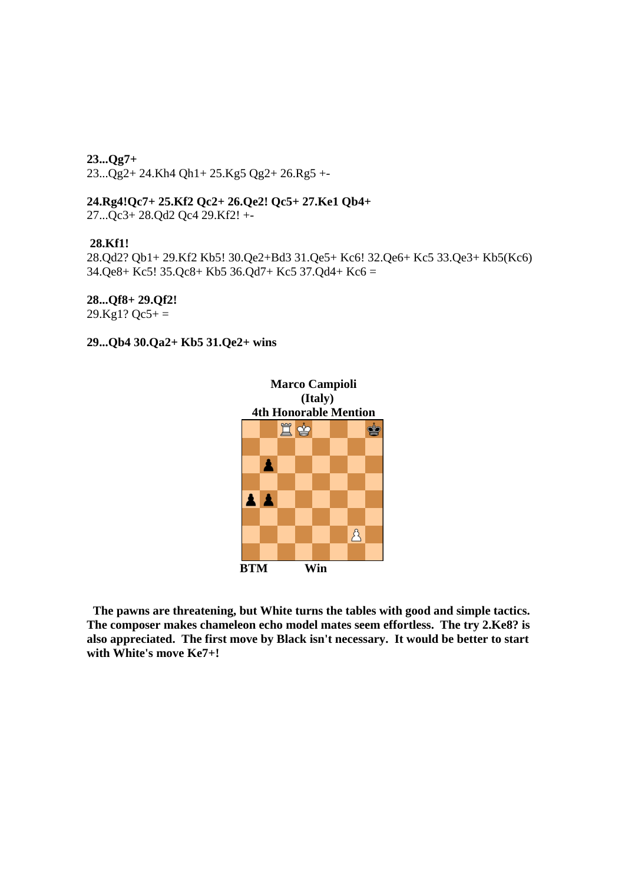**23...Qg7+**
23...Qg2+ 24.Kh4 Qh1+ 25.Kg5 Qg2+ 26.Rg5 +-

**24.Rg4!Qc7+ 25.Kf2 Qc2+ 26.Qe2! Qc5+ 27.Ke1 Qb4+**
27...Qc3+ 28.Qd2 Qc4 29.Kf2! +-

**28.Kf1!**
28.Qd2? Qb1+ 29.Kf2 Kb5! 30.Qe2+Bd3 31.Qe5+ Kc6! 32.Qe6+ Kc5 33.Qe3+ Kb5(Kc6) 34.Qe8+ Kc5! 35.Qc8+ Kb5 36.Qd7+ Kc5 37.Qd4+ Kc6 =

**28...Qf8+ 29.Qf2!**
29.Kg1? Qc5+ =

**29...Qb4 30.Qa2+ Kb5 31.Qe2+ wins**

**Marco Campioli**
**(Italy)**
**4th Honorable Mention**

White: Kd8, Rc8, Pg2
Black: Kh8, Pa4, Pb4, Pb6

**BTM Win**

**The pawns are threatening, but White turns the tables with good and simple tactics. The composer makes chameleon echo model mates seem effortless. The try 2.Ke8? is also appreciated. The first move by Black isn't necessary. It would be better to start with White's move Ke7+!**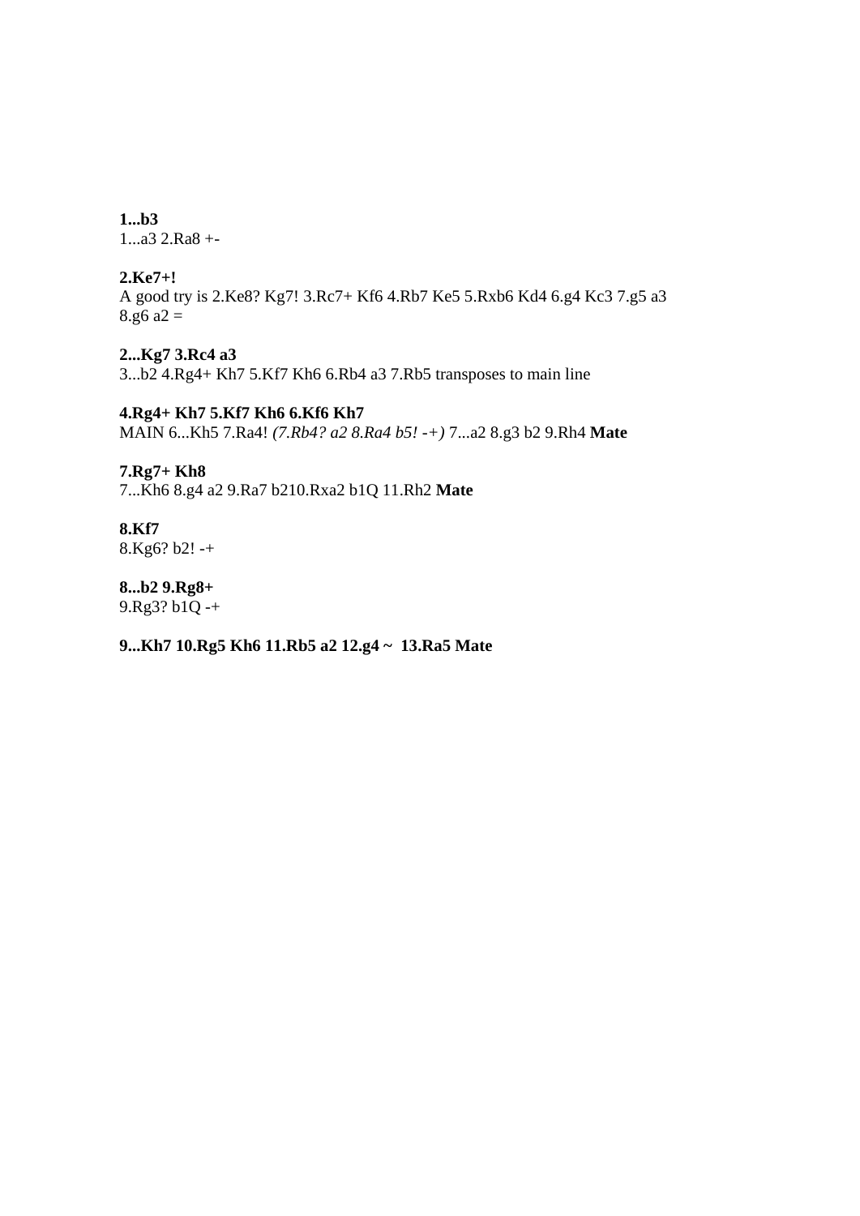**1...b3**
1...a3 2.Ra8 +-

**2.Ke7+!**
A good try is 2.Ke8? Kg7! 3.Rc7+ Kf6 4.Rb7 Ke5 5.Rxb6 Kd4 6.g4 Kc3 7.g5 a3 8.g6 a2 =

**2...Kg7 3.Rc4 a3**
3...b2 4.Rg4+ Kh7 5.Kf7 Kh6 6.Rb4 a3 7.Rb5 transposes to main line

**4.Rg4+ Kh7 5.Kf7 Kh6 6.Kf6 Kh7**
MAIN 6...Kh5 7.Ra4! *(7.Rb4? a2 8.Ra4 b5! -+)* 7...a2 8.g3 b2 9.Rh4 **Mate**

**7.Rg7+ Kh8**
7...Kh6 8.g4 a2 9.Ra7 b210.Rxa2 b1Q 11.Rh2 **Mate**

**8.Kf7**
8.Kg6? b2! -+

**8...b2 9.Rg8+**
9.Rg3? b1Q -+

**9...Kh7 10.Rg5 Kh6 11.Rb5 a2 12.g4 ~ 13.Ra5 Mate**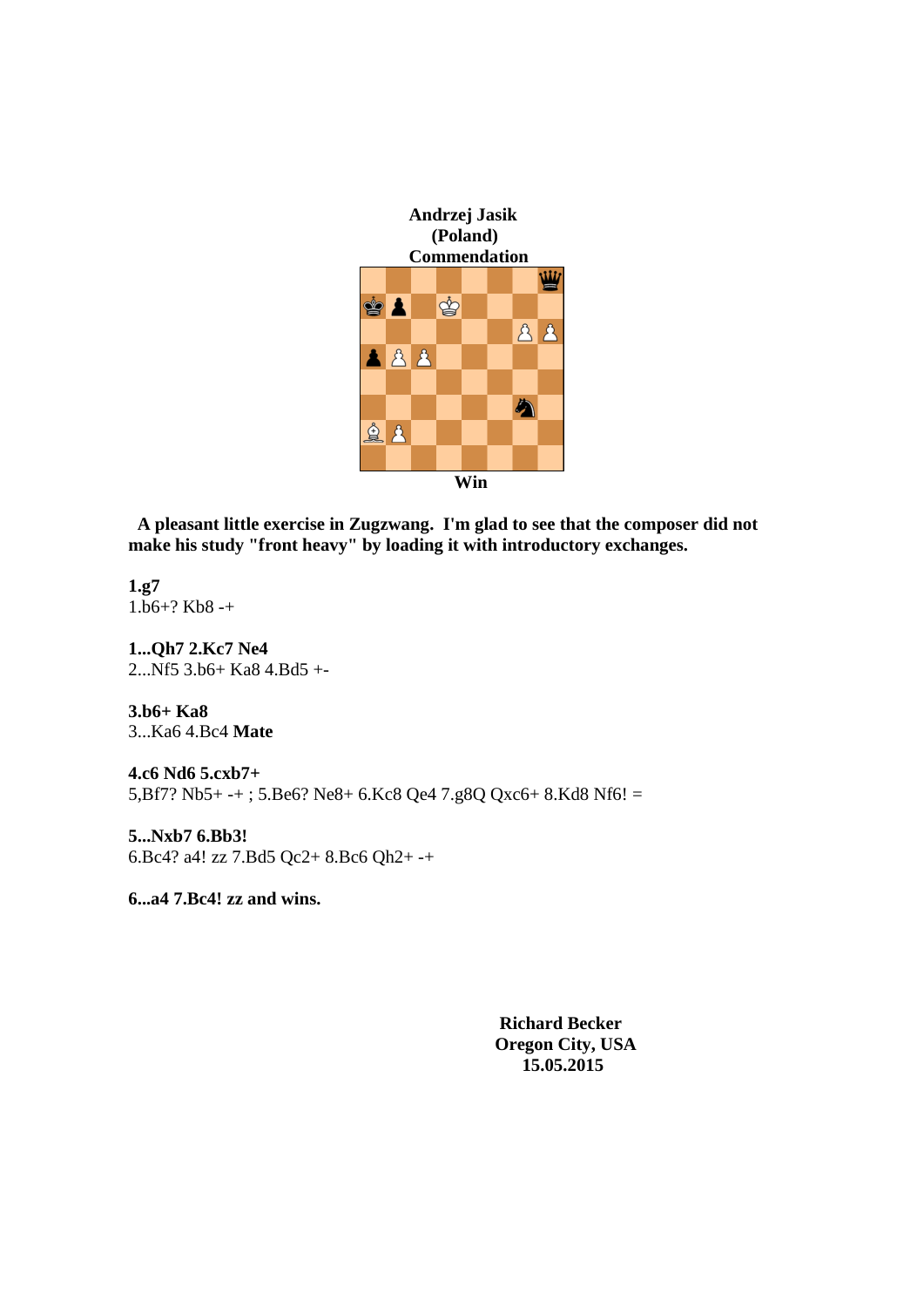**Andrzej Jasik**
**(Poland)**
**Commendation**

**Win**

**A pleasant little exercise in Zugzwang. I'm glad to see that the composer did not make his study "front heavy" by loading it with introductory exchanges.**

**1.g7**
1.b6+? Kb8 -+

**1...Qh7 2.Kc7 Ne4**
2...Nf5 3.b6+ Ka8 4.Bd5 +-

**3.b6+ Ka8**
3...Ka6 4.Bc4 **Mate**

**4.c6 Nd6 5.cxb7+**
5,Bf7? Nb5+ -+ ; 5.Be6? Ne8+ 6.Kc8 Qe4 7.g8Q Qxc6+ 8.Kd8 Nf6! =

**5...Nxb7 6.Bb3!**
6.Bc4? a4! zz 7.Bd5 Qc2+ 8.Bc6 Qh2+ -+

**6...a4 7.Bc4! zz and wins.**

**Richard Becker**
**Oregon City, USA**
**15.05.2015**